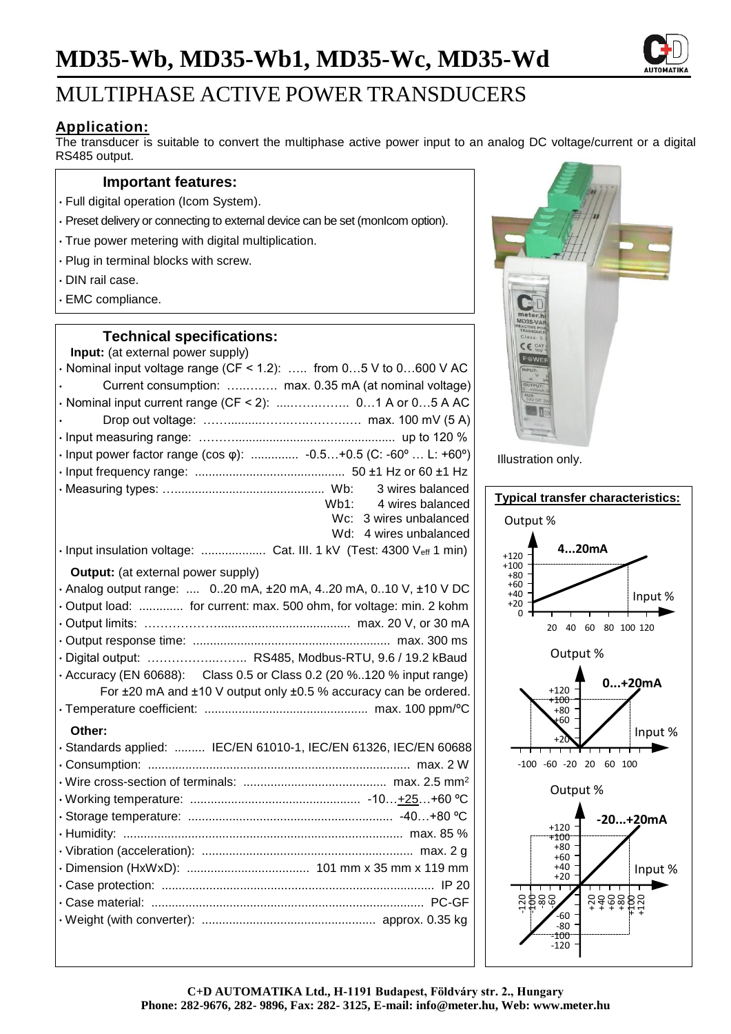# MD35-Wb, MD35-Wb1, MD35-Wc, MD35-Wd

## MULTIPHASE ACTIVE POWER TRANSDUCERS

### Application:

The transducer is suitable to convert the multiphase active power input to an analog DC voltage/current or a digital RS485 output.

#### Important features:

- Full digital operation (Icom System).
- Preset delivery or connecting to external device can be set (monIcom option).
- True power metering with digital multiplication.
- Plug in terminal blocks with screw.
- DIN rail case.
- EMC compliance.

#### Technical specifications:

**Input:** (at external power supply)

- Nominal input voltage range (CF < 1.2): ….. from 0…5 V to 0…600 V AC
- Current consumption: …………. max. 0.35 mA (at nominal voltage)
- Nominal input current range (CF < 2): ……………….. 0…1 A or 0…5 A AC
- Drop out voltage: …………………………………… max. 100 mV (5 A)
- Input measuring range: ……………………………………… up to 120 %
- Input power factor range (cos φ): .............. -0.5…+0.5 (C: -60º … L: +60º)
- Input frequency range: ........................................... 50 ±1 Hz or 60 ±1 Hz
- Measuring types: …............................................
  - Wb: 3 wires balanced
  - Wb1: 4 wires balanced
  - Wc: 3 wires unbalanced
  - Wd: 4 wires unbalanced
- Input insulation voltage: ................... Cat. III. 1 kV (Test: 4300 $V_{eff}$ 1 min)

**Output:** (at external power supply)

- Analog output range: .... 0..20 mA, ±20 mA, 4..20 mA, 0..10 V, ±10 V DC
- Output load: ............. for current: max. 500 ohm, for voltage: min. 2 kohm
- Output limits: ……………….................................... max. 20 V, or 30 mA
- Output response time: ........................................................ max. 300 ms
- Digital output: …………………….. RS485, Modbus-RTU, 9.6 / 19.2 kBaud
- Accuracy (EN 60688): Class 0.5 or Class 0.2 (20 %..120 % input range) For ±20 mA and ±10 V output only ±0.5 % accuracy can be ordered.
- Temperature coefficient: ................................................ max. 100 ppm/ºC

**Other:**

- Standards applied: ......... IEC/EN 61010-1, IEC/EN 61326, IEC/EN 60688
- Consumption: ............................................................................. max. 2 W
- Wire cross-section of terminals: .......................................... max. 2.5 mm²
- Working temperature: .................................................. -10…+25…+60 ºC
- Storage temperature: ............................................................ -40…+80 ºC
- Humidity: .................................................................................. max. 85 %
- Vibration (acceleration): .............................................................. max. 2 g
- Dimension (HxWxD): .................................... 101 mm x 35 mm x 119 mm
- Case protection: ................................................................................ IP 20
- Case material: ................................................................................ PC-GF
- Weight (with converter): ................................................... approx. 0.35 kg

Illustration only.

#### Typical transfer characteristics:

C+D AUTOMATIKA Ltd., H-1191 Budapest, Földváry str. 2., Hungary
Phone: 282-9676, 282- 9896, Fax: 282- 3125, E-mail: info@meter.hu, Web: www.meter.hu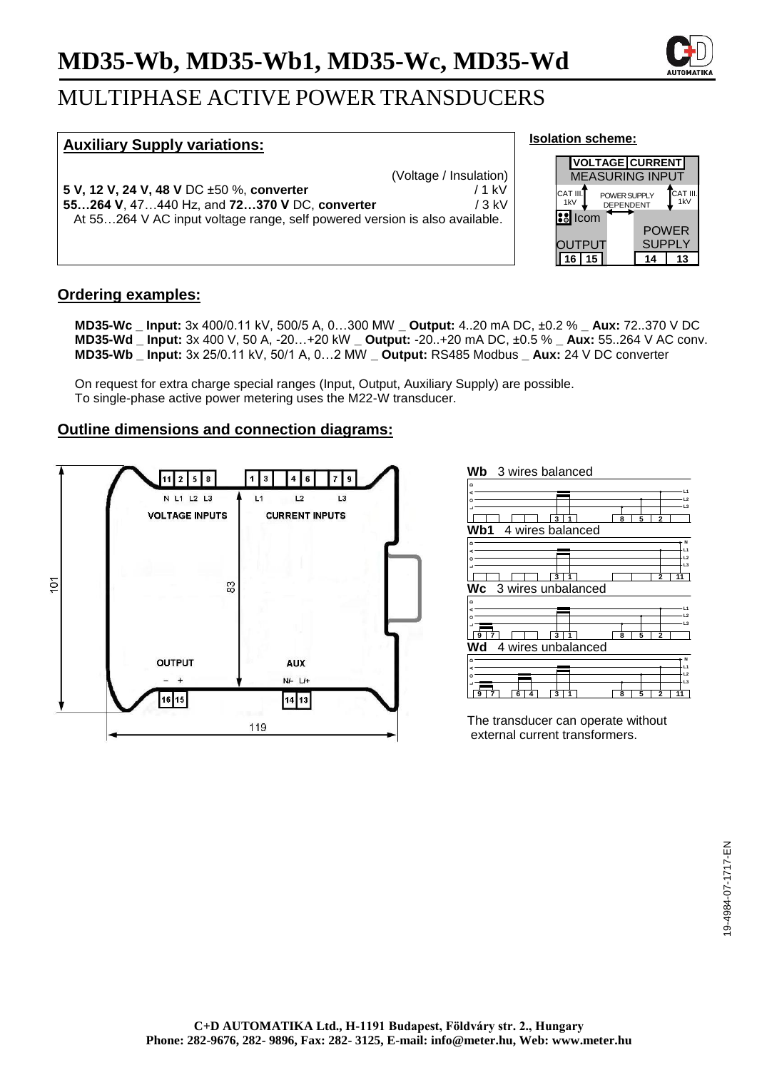# MD35-Wb, MD35-Wb1, MD35-Wc, MD35-Wd

## MULTIPHASE ACTIVE POWER TRANSDUCERS

### Auxiliary Supply variations:

(Voltage / Insulation)

**5 V, 12 V, 24 V, 48 V** DC ±50 %, **converter** / 1 kV
**55…264 V**, 47…440 Hz, and **72…370 V** DC, **converter** / 3 kV
At 55…264 V AC input voltage range, self powered version is also available.

### Isolation scheme:

VOLTAGE CURRENT
MEASURING INPUT
CAT III. 1kV
POWER SUPPLY DEPENDENT
CAT III. 1kV
Icom
OUTPUT
16 15
POWER SUPPLY
14 13

### Ordering examples:

**MD35-Wc** _ **Input:** 3x 400/0.11 kV, 500/5 A, 0…300 MW _ **Output:** 4..20 mA DC, ±0.2 % _ **Aux:** 72..370 V DC
**MD35-Wd** _ **Input:** 3x 400 V, 50 A, -20…+20 kW _ **Output:** -20..+20 mA DC, ±0.5 % _ **Aux:** 55..264 V AC conv.
**MD35-Wb** _ **Input:** 3x 25/0.11 kV, 50/1 A, 0…2 MW _ **Output:** RS485 Modbus _ **Aux:** 24 V DC converter

On request for extra charge special ranges (Input, Output, Auxiliary Supply) are possible.
To single-phase active power metering uses the M22-W transducer.

### Outline dimensions and connection diagrams:

11 2 5 8
N L1 L2 L3
VOLTAGE INPUTS
1 3 4 6 7 9
L1 L2 L3
CURRENT INPUTS
101
83
OUTPUT
– +
16 15
AUX
N/- L/+
14 13
119

**Wb** 3 wires balanced
3 1 8 5 2

**Wb1** 4 wires balanced
3 1 2 11

**Wc** 3 wires unbalanced
9 7 3 1 8 5 2

**Wd** 4 wires unbalanced
9 7 6 4 3 1 8 5 2 11

The transducer can operate without external current transformers.

19-4984-07-1717-EN

**C+D AUTOMATIKA Ltd., H-1191 Budapest, Földváry str. 2., Hungary**
**Phone: 282-9676, 282- 9896, Fax: 282- 3125, E-mail: info@meter.hu, Web: www.meter.hu**